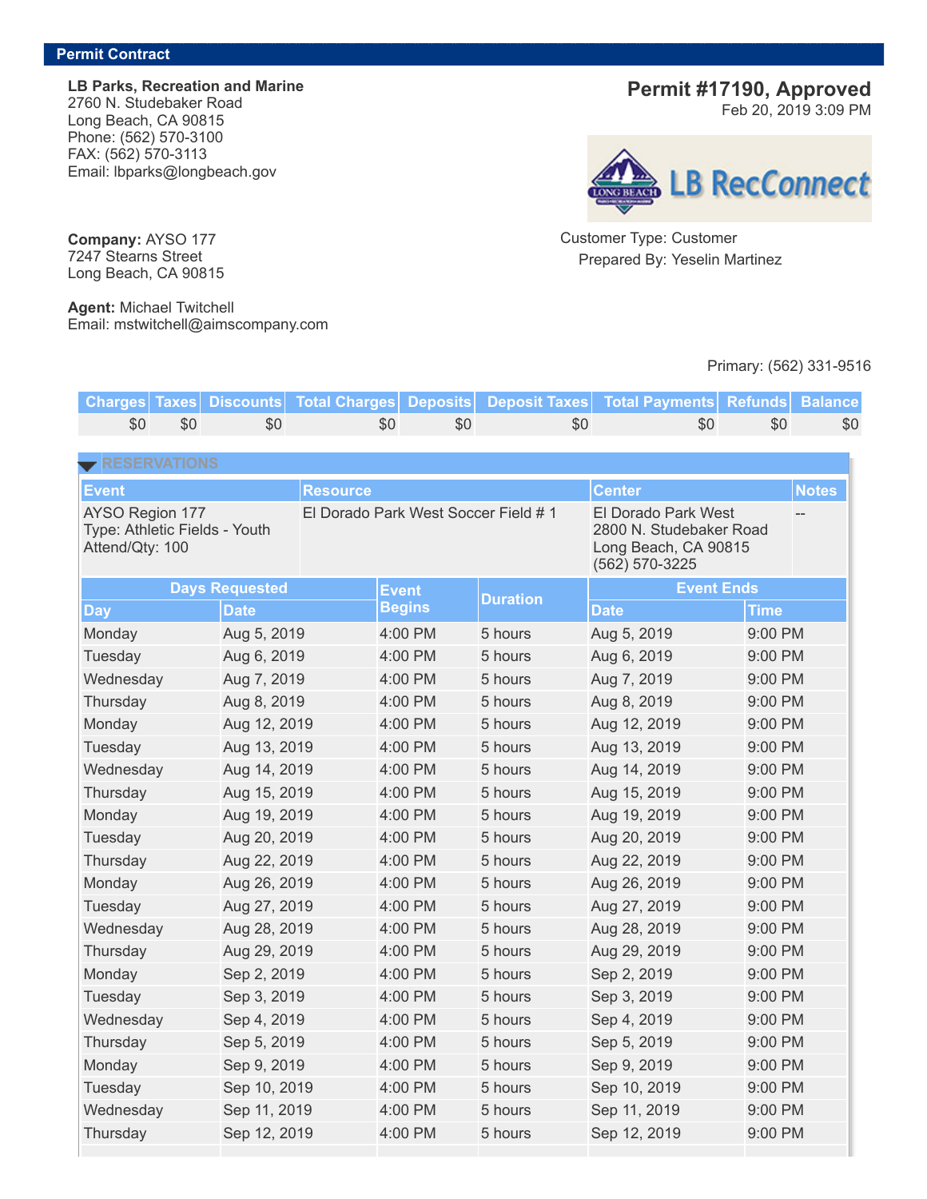## Permit Contract

**LB Parks, Recreation and Marine**
2760 N. Studebaker Road
Long Beach, CA 90815
Phone: (562) 570-3100
FAX: (562) 570-3113
Email: lbparks@longbeach.gov

## Permit #17190, Approved

Feb 20, 2019 3:09 PM

LB RecConnect

Customer Type: Customer
Prepared By: Yeselin Martinez

**Company:** AYSO 177
7247 Stearns Street
Long Beach, CA 90815

**Agent:** Michael Twitchell
Email: mstwitchell@aimscompany.com

Primary: (562) 331-9516

| Charges | Taxes | Discounts | Total Charges | Deposits | Deposit Taxes | Total Payments | Refunds | Balance |
|---|---|---|---|---|---|---|---|---|
| $0 | $0 | $0 | $0 | $0 | $0 | $0 | $0 | $0 |

### RESERVATIONS

| Event | Resource | Center | Notes |
|---|---|---|---|
| AYSO Region 177<br>Type: Athletic Fields - Youth<br>Attend/Qty: 100 | El Dorado Park West Soccer Field # 1 | El Dorado Park West<br>2800 N. Studebaker Road<br>Long Beach, CA 90815<br>(562) 570-3225 | -- |

| Days Requested | | Event Begins | Duration | Event Ends | |
|---|---|---|---|---|---|
| Day | Date | | | Date | Time |
| Monday | Aug 5, 2019 | 4:00 PM | 5 hours | Aug 5, 2019 | 9:00 PM |
| Tuesday | Aug 6, 2019 | 4:00 PM | 5 hours | Aug 6, 2019 | 9:00 PM |
| Wednesday | Aug 7, 2019 | 4:00 PM | 5 hours | Aug 7, 2019 | 9:00 PM |
| Thursday | Aug 8, 2019 | 4:00 PM | 5 hours | Aug 8, 2019 | 9:00 PM |
| Monday | Aug 12, 2019 | 4:00 PM | 5 hours | Aug 12, 2019 | 9:00 PM |
| Tuesday | Aug 13, 2019 | 4:00 PM | 5 hours | Aug 13, 2019 | 9:00 PM |
| Wednesday | Aug 14, 2019 | 4:00 PM | 5 hours | Aug 14, 2019 | 9:00 PM |
| Thursday | Aug 15, 2019 | 4:00 PM | 5 hours | Aug 15, 2019 | 9:00 PM |
| Monday | Aug 19, 2019 | 4:00 PM | 5 hours | Aug 19, 2019 | 9:00 PM |
| Tuesday | Aug 20, 2019 | 4:00 PM | 5 hours | Aug 20, 2019 | 9:00 PM |
| Thursday | Aug 22, 2019 | 4:00 PM | 5 hours | Aug 22, 2019 | 9:00 PM |
| Monday | Aug 26, 2019 | 4:00 PM | 5 hours | Aug 26, 2019 | 9:00 PM |
| Tuesday | Aug 27, 2019 | 4:00 PM | 5 hours | Aug 27, 2019 | 9:00 PM |
| Wednesday | Aug 28, 2019 | 4:00 PM | 5 hours | Aug 28, 2019 | 9:00 PM |
| Thursday | Aug 29, 2019 | 4:00 PM | 5 hours | Aug 29, 2019 | 9:00 PM |
| Monday | Sep 2, 2019 | 4:00 PM | 5 hours | Sep 2, 2019 | 9:00 PM |
| Tuesday | Sep 3, 2019 | 4:00 PM | 5 hours | Sep 3, 2019 | 9:00 PM |
| Wednesday | Sep 4, 2019 | 4:00 PM | 5 hours | Sep 4, 2019 | 9:00 PM |
| Thursday | Sep 5, 2019 | 4:00 PM | 5 hours | Sep 5, 2019 | 9:00 PM |
| Monday | Sep 9, 2019 | 4:00 PM | 5 hours | Sep 9, 2019 | 9:00 PM |
| Tuesday | Sep 10, 2019 | 4:00 PM | 5 hours | Sep 10, 2019 | 9:00 PM |
| Wednesday | Sep 11, 2019 | 4:00 PM | 5 hours | Sep 11, 2019 | 9:00 PM |
| Thursday | Sep 12, 2019 | 4:00 PM | 5 hours | Sep 12, 2019 | 9:00 PM |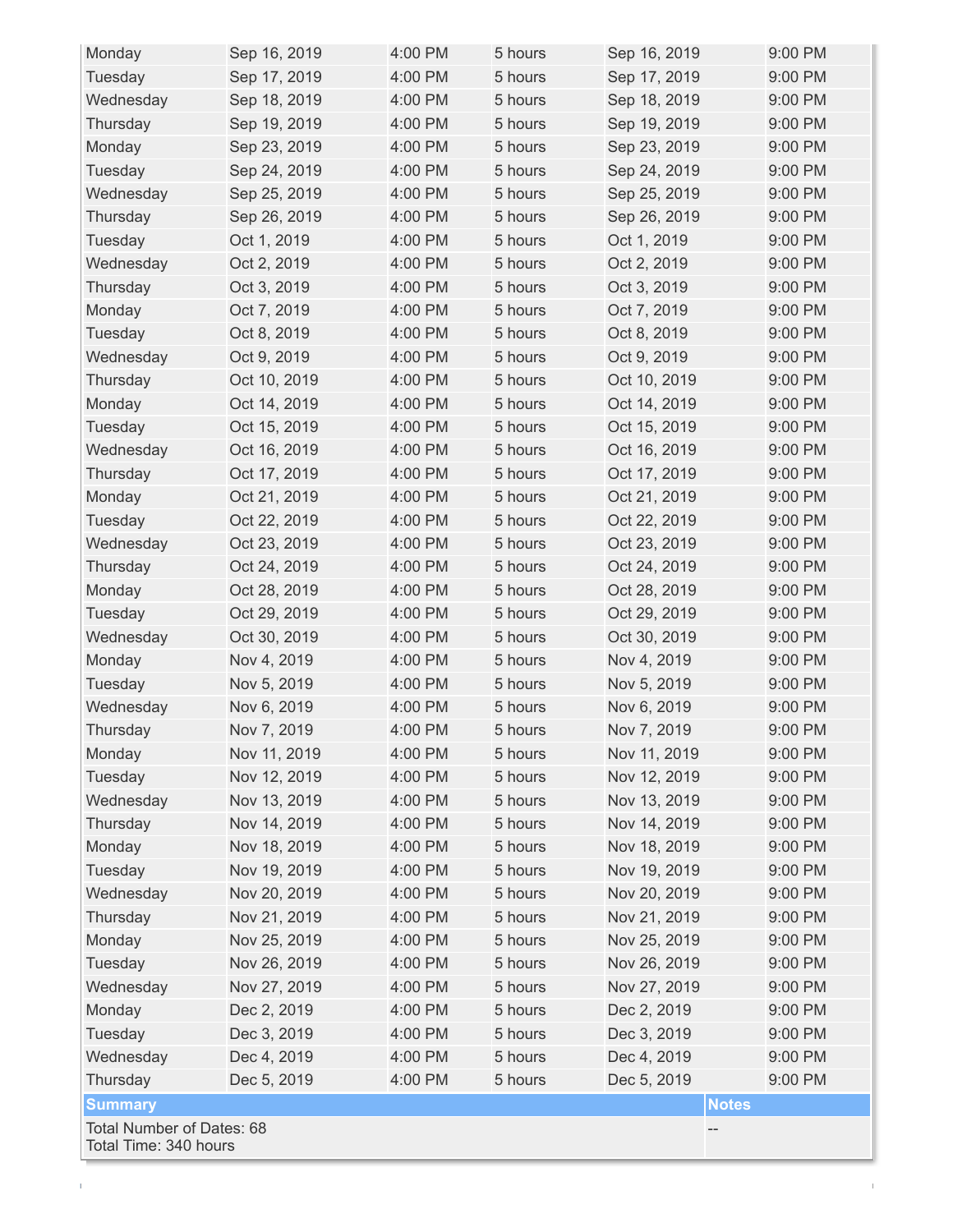| Monday | Sep 16, 2019 | 4:00 PM | 5 hours | Sep 16, 2019 | 9:00 PM |
|---|---|---|---|---|---|
| Tuesday | Sep 17, 2019 | 4:00 PM | 5 hours | Sep 17, 2019 | 9:00 PM |
| Wednesday | Sep 18, 2019 | 4:00 PM | 5 hours | Sep 18, 2019 | 9:00 PM |
| Thursday | Sep 19, 2019 | 4:00 PM | 5 hours | Sep 19, 2019 | 9:00 PM |
| Monday | Sep 23, 2019 | 4:00 PM | 5 hours | Sep 23, 2019 | 9:00 PM |
| Tuesday | Sep 24, 2019 | 4:00 PM | 5 hours | Sep 24, 2019 | 9:00 PM |
| Wednesday | Sep 25, 2019 | 4:00 PM | 5 hours | Sep 25, 2019 | 9:00 PM |
| Thursday | Sep 26, 2019 | 4:00 PM | 5 hours | Sep 26, 2019 | 9:00 PM |
| Tuesday | Oct 1, 2019 | 4:00 PM | 5 hours | Oct 1, 2019 | 9:00 PM |
| Wednesday | Oct 2, 2019 | 4:00 PM | 5 hours | Oct 2, 2019 | 9:00 PM |
| Thursday | Oct 3, 2019 | 4:00 PM | 5 hours | Oct 3, 2019 | 9:00 PM |
| Monday | Oct 7, 2019 | 4:00 PM | 5 hours | Oct 7, 2019 | 9:00 PM |
| Tuesday | Oct 8, 2019 | 4:00 PM | 5 hours | Oct 8, 2019 | 9:00 PM |
| Wednesday | Oct 9, 2019 | 4:00 PM | 5 hours | Oct 9, 2019 | 9:00 PM |
| Thursday | Oct 10, 2019 | 4:00 PM | 5 hours | Oct 10, 2019 | 9:00 PM |
| Monday | Oct 14, 2019 | 4:00 PM | 5 hours | Oct 14, 2019 | 9:00 PM |
| Tuesday | Oct 15, 2019 | 4:00 PM | 5 hours | Oct 15, 2019 | 9:00 PM |
| Wednesday | Oct 16, 2019 | 4:00 PM | 5 hours | Oct 16, 2019 | 9:00 PM |
| Thursday | Oct 17, 2019 | 4:00 PM | 5 hours | Oct 17, 2019 | 9:00 PM |
| Monday | Oct 21, 2019 | 4:00 PM | 5 hours | Oct 21, 2019 | 9:00 PM |
| Tuesday | Oct 22, 2019 | 4:00 PM | 5 hours | Oct 22, 2019 | 9:00 PM |
| Wednesday | Oct 23, 2019 | 4:00 PM | 5 hours | Oct 23, 2019 | 9:00 PM |
| Thursday | Oct 24, 2019 | 4:00 PM | 5 hours | Oct 24, 2019 | 9:00 PM |
| Monday | Oct 28, 2019 | 4:00 PM | 5 hours | Oct 28, 2019 | 9:00 PM |
| Tuesday | Oct 29, 2019 | 4:00 PM | 5 hours | Oct 29, 2019 | 9:00 PM |
| Wednesday | Oct 30, 2019 | 4:00 PM | 5 hours | Oct 30, 2019 | 9:00 PM |
| Monday | Nov 4, 2019 | 4:00 PM | 5 hours | Nov 4, 2019 | 9:00 PM |
| Tuesday | Nov 5, 2019 | 4:00 PM | 5 hours | Nov 5, 2019 | 9:00 PM |
| Wednesday | Nov 6, 2019 | 4:00 PM | 5 hours | Nov 6, 2019 | 9:00 PM |
| Thursday | Nov 7, 2019 | 4:00 PM | 5 hours | Nov 7, 2019 | 9:00 PM |
| Monday | Nov 11, 2019 | 4:00 PM | 5 hours | Nov 11, 2019 | 9:00 PM |
| Tuesday | Nov 12, 2019 | 4:00 PM | 5 hours | Nov 12, 2019 | 9:00 PM |
| Wednesday | Nov 13, 2019 | 4:00 PM | 5 hours | Nov 13, 2019 | 9:00 PM |
| Thursday | Nov 14, 2019 | 4:00 PM | 5 hours | Nov 14, 2019 | 9:00 PM |
| Monday | Nov 18, 2019 | 4:00 PM | 5 hours | Nov 18, 2019 | 9:00 PM |
| Tuesday | Nov 19, 2019 | 4:00 PM | 5 hours | Nov 19, 2019 | 9:00 PM |
| Wednesday | Nov 20, 2019 | 4:00 PM | 5 hours | Nov 20, 2019 | 9:00 PM |
| Thursday | Nov 21, 2019 | 4:00 PM | 5 hours | Nov 21, 2019 | 9:00 PM |
| Monday | Nov 25, 2019 | 4:00 PM | 5 hours | Nov 25, 2019 | 9:00 PM |
| Tuesday | Nov 26, 2019 | 4:00 PM | 5 hours | Nov 26, 2019 | 9:00 PM |
| Wednesday | Nov 27, 2019 | 4:00 PM | 5 hours | Nov 27, 2019 | 9:00 PM |
| Monday | Dec 2, 2019 | 4:00 PM | 5 hours | Dec 2, 2019 | 9:00 PM |
| Tuesday | Dec 3, 2019 | 4:00 PM | 5 hours | Dec 3, 2019 | 9:00 PM |
| Wednesday | Dec 4, 2019 | 4:00 PM | 5 hours | Dec 4, 2019 | 9:00 PM |
| Thursday | Dec 5, 2019 | 4:00 PM | 5 hours | Dec 5, 2019 | 9:00 PM |

| Summary | Notes |
|---|---|
| Total Number of Dates: 68<br>Total Time: 340 hours | -- |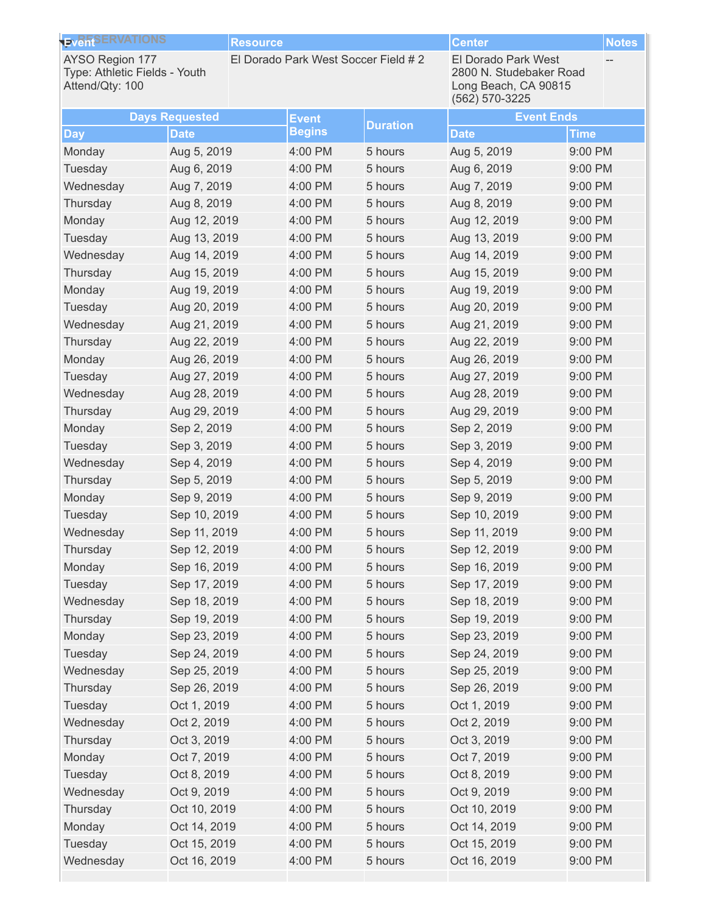| Event | Resource | Center | Notes |
|---|---|---|---|
| AYSO Region 177<br>Type: Athletic Fields - Youth<br>Attend/Qty: 100 | El Dorado Park West Soccer Field # 2 | El Dorado Park West<br>2800 N. Studebaker Road<br>Long Beach, CA 90815<br>(562) 570-3225 | -- |

| Days Requested | | Event Begins | Duration | Event Ends | |
|---|---|---|---|---|---|
| Day | Date | | | Date | Time |
| Monday | Aug 5, 2019 | 4:00 PM | 5 hours | Aug 5, 2019 | 9:00 PM |
| Tuesday | Aug 6, 2019 | 4:00 PM | 5 hours | Aug 6, 2019 | 9:00 PM |
| Wednesday | Aug 7, 2019 | 4:00 PM | 5 hours | Aug 7, 2019 | 9:00 PM |
| Thursday | Aug 8, 2019 | 4:00 PM | 5 hours | Aug 8, 2019 | 9:00 PM |
| Monday | Aug 12, 2019 | 4:00 PM | 5 hours | Aug 12, 2019 | 9:00 PM |
| Tuesday | Aug 13, 2019 | 4:00 PM | 5 hours | Aug 13, 2019 | 9:00 PM |
| Wednesday | Aug 14, 2019 | 4:00 PM | 5 hours | Aug 14, 2019 | 9:00 PM |
| Thursday | Aug 15, 2019 | 4:00 PM | 5 hours | Aug 15, 2019 | 9:00 PM |
| Monday | Aug 19, 2019 | 4:00 PM | 5 hours | Aug 19, 2019 | 9:00 PM |
| Tuesday | Aug 20, 2019 | 4:00 PM | 5 hours | Aug 20, 2019 | 9:00 PM |
| Wednesday | Aug 21, 2019 | 4:00 PM | 5 hours | Aug 21, 2019 | 9:00 PM |
| Thursday | Aug 22, 2019 | 4:00 PM | 5 hours | Aug 22, 2019 | 9:00 PM |
| Monday | Aug 26, 2019 | 4:00 PM | 5 hours | Aug 26, 2019 | 9:00 PM |
| Tuesday | Aug 27, 2019 | 4:00 PM | 5 hours | Aug 27, 2019 | 9:00 PM |
| Wednesday | Aug 28, 2019 | 4:00 PM | 5 hours | Aug 28, 2019 | 9:00 PM |
| Thursday | Aug 29, 2019 | 4:00 PM | 5 hours | Aug 29, 2019 | 9:00 PM |
| Monday | Sep 2, 2019 | 4:00 PM | 5 hours | Sep 2, 2019 | 9:00 PM |
| Tuesday | Sep 3, 2019 | 4:00 PM | 5 hours | Sep 3, 2019 | 9:00 PM |
| Wednesday | Sep 4, 2019 | 4:00 PM | 5 hours | Sep 4, 2019 | 9:00 PM |
| Thursday | Sep 5, 2019 | 4:00 PM | 5 hours | Sep 5, 2019 | 9:00 PM |
| Monday | Sep 9, 2019 | 4:00 PM | 5 hours | Sep 9, 2019 | 9:00 PM |
| Tuesday | Sep 10, 2019 | 4:00 PM | 5 hours | Sep 10, 2019 | 9:00 PM |
| Wednesday | Sep 11, 2019 | 4:00 PM | 5 hours | Sep 11, 2019 | 9:00 PM |
| Thursday | Sep 12, 2019 | 4:00 PM | 5 hours | Sep 12, 2019 | 9:00 PM |
| Monday | Sep 16, 2019 | 4:00 PM | 5 hours | Sep 16, 2019 | 9:00 PM |
| Tuesday | Sep 17, 2019 | 4:00 PM | 5 hours | Sep 17, 2019 | 9:00 PM |
| Wednesday | Sep 18, 2019 | 4:00 PM | 5 hours | Sep 18, 2019 | 9:00 PM |
| Thursday | Sep 19, 2019 | 4:00 PM | 5 hours | Sep 19, 2019 | 9:00 PM |
| Monday | Sep 23, 2019 | 4:00 PM | 5 hours | Sep 23, 2019 | 9:00 PM |
| Tuesday | Sep 24, 2019 | 4:00 PM | 5 hours | Sep 24, 2019 | 9:00 PM |
| Wednesday | Sep 25, 2019 | 4:00 PM | 5 hours | Sep 25, 2019 | 9:00 PM |
| Thursday | Sep 26, 2019 | 4:00 PM | 5 hours | Sep 26, 2019 | 9:00 PM |
| Tuesday | Oct 1, 2019 | 4:00 PM | 5 hours | Oct 1, 2019 | 9:00 PM |
| Wednesday | Oct 2, 2019 | 4:00 PM | 5 hours | Oct 2, 2019 | 9:00 PM |
| Thursday | Oct 3, 2019 | 4:00 PM | 5 hours | Oct 3, 2019 | 9:00 PM |
| Monday | Oct 7, 2019 | 4:00 PM | 5 hours | Oct 7, 2019 | 9:00 PM |
| Tuesday | Oct 8, 2019 | 4:00 PM | 5 hours | Oct 8, 2019 | 9:00 PM |
| Wednesday | Oct 9, 2019 | 4:00 PM | 5 hours | Oct 9, 2019 | 9:00 PM |
| Thursday | Oct 10, 2019 | 4:00 PM | 5 hours | Oct 10, 2019 | 9:00 PM |
| Monday | Oct 14, 2019 | 4:00 PM | 5 hours | Oct 14, 2019 | 9:00 PM |
| Tuesday | Oct 15, 2019 | 4:00 PM | 5 hours | Oct 15, 2019 | 9:00 PM |
| Wednesday | Oct 16, 2019 | 4:00 PM | 5 hours | Oct 16, 2019 | 9:00 PM |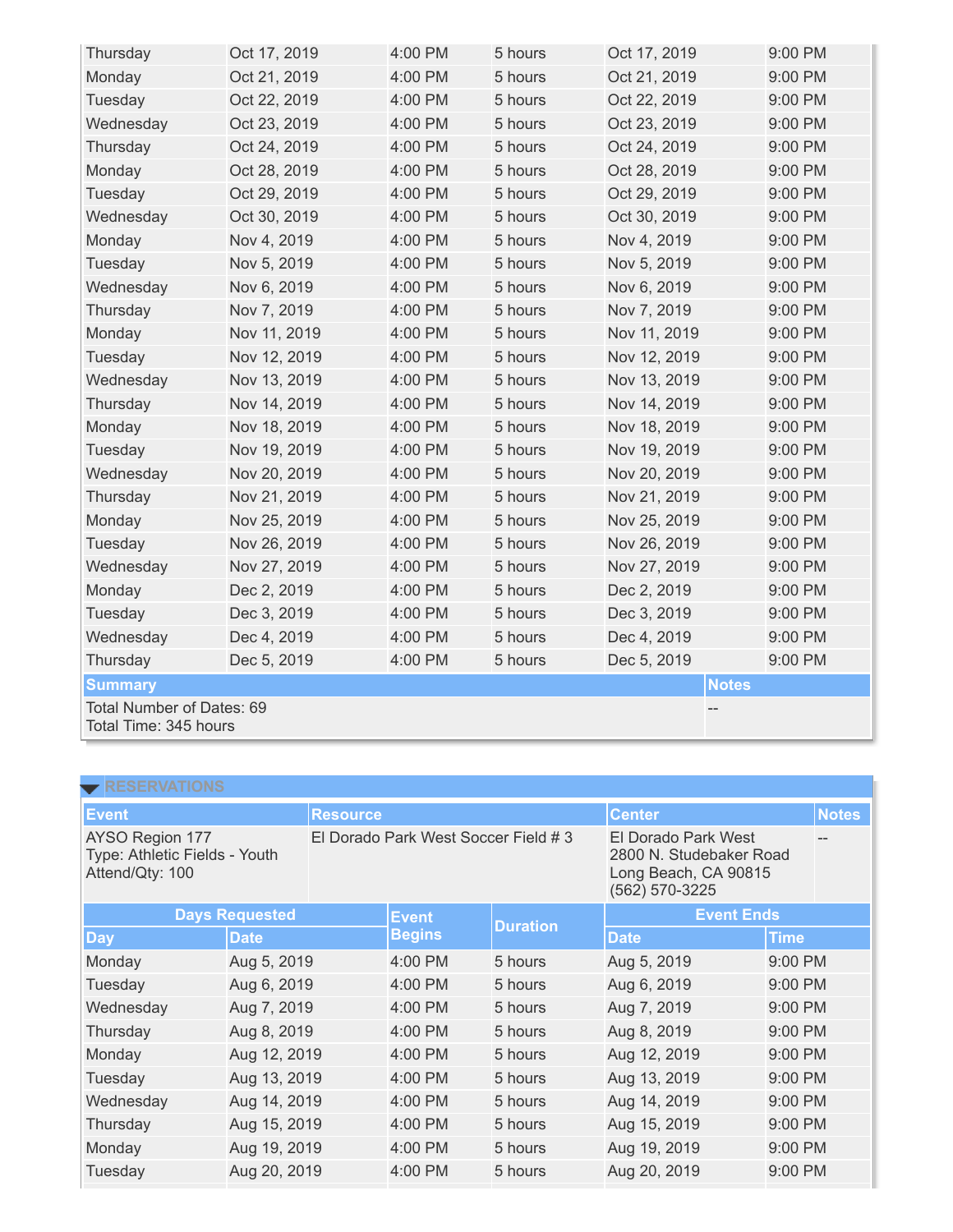| Day | Date | Event Begins | Duration | Date | Time |
|---|---|---|---|---|---|
| Thursday | Oct 17, 2019 | 4:00 PM | 5 hours | Oct 17, 2019 | 9:00 PM |
| Monday | Oct 21, 2019 | 4:00 PM | 5 hours | Oct 21, 2019 | 9:00 PM |
| Tuesday | Oct 22, 2019 | 4:00 PM | 5 hours | Oct 22, 2019 | 9:00 PM |
| Wednesday | Oct 23, 2019 | 4:00 PM | 5 hours | Oct 23, 2019 | 9:00 PM |
| Thursday | Oct 24, 2019 | 4:00 PM | 5 hours | Oct 24, 2019 | 9:00 PM |
| Monday | Oct 28, 2019 | 4:00 PM | 5 hours | Oct 28, 2019 | 9:00 PM |
| Tuesday | Oct 29, 2019 | 4:00 PM | 5 hours | Oct 29, 2019 | 9:00 PM |
| Wednesday | Oct 30, 2019 | 4:00 PM | 5 hours | Oct 30, 2019 | 9:00 PM |
| Monday | Nov 4, 2019 | 4:00 PM | 5 hours | Nov 4, 2019 | 9:00 PM |
| Tuesday | Nov 5, 2019 | 4:00 PM | 5 hours | Nov 5, 2019 | 9:00 PM |
| Wednesday | Nov 6, 2019 | 4:00 PM | 5 hours | Nov 6, 2019 | 9:00 PM |
| Thursday | Nov 7, 2019 | 4:00 PM | 5 hours | Nov 7, 2019 | 9:00 PM |
| Monday | Nov 11, 2019 | 4:00 PM | 5 hours | Nov 11, 2019 | 9:00 PM |
| Tuesday | Nov 12, 2019 | 4:00 PM | 5 hours | Nov 12, 2019 | 9:00 PM |
| Wednesday | Nov 13, 2019 | 4:00 PM | 5 hours | Nov 13, 2019 | 9:00 PM |
| Thursday | Nov 14, 2019 | 4:00 PM | 5 hours | Nov 14, 2019 | 9:00 PM |
| Monday | Nov 18, 2019 | 4:00 PM | 5 hours | Nov 18, 2019 | 9:00 PM |
| Tuesday | Nov 19, 2019 | 4:00 PM | 5 hours | Nov 19, 2019 | 9:00 PM |
| Wednesday | Nov 20, 2019 | 4:00 PM | 5 hours | Nov 20, 2019 | 9:00 PM |
| Thursday | Nov 21, 2019 | 4:00 PM | 5 hours | Nov 21, 2019 | 9:00 PM |
| Monday | Nov 25, 2019 | 4:00 PM | 5 hours | Nov 25, 2019 | 9:00 PM |
| Tuesday | Nov 26, 2019 | 4:00 PM | 5 hours | Nov 26, 2019 | 9:00 PM |
| Wednesday | Nov 27, 2019 | 4:00 PM | 5 hours | Nov 27, 2019 | 9:00 PM |
| Monday | Dec 2, 2019 | 4:00 PM | 5 hours | Dec 2, 2019 | 9:00 PM |
| Tuesday | Dec 3, 2019 | 4:00 PM | 5 hours | Dec 3, 2019 | 9:00 PM |
| Wednesday | Dec 4, 2019 | 4:00 PM | 5 hours | Dec 4, 2019 | 9:00 PM |
| Thursday | Dec 5, 2019 | 4:00 PM | 5 hours | Dec 5, 2019 | 9:00 PM |

| Summary | Notes |
|---|---|
| Total Number of Dates: 69<br>Total Time: 345 hours | -- |

## RESERVATIONS

| Event | Resource | Center | Notes |
|---|---|---|---|
| AYSO Region 177<br>Type: Athletic Fields - Youth<br>Attend/Qty: 100 | El Dorado Park West Soccer Field # 3 | El Dorado Park West<br>2800 N. Studebaker Road<br>Long Beach, CA 90815<br>(562) 570-3225 | -- |

| Days Requested | | Event Begins | Duration | Event Ends | |
|---|---|---|---|---|---|
| Day | Date | | | Date | Time |
| Monday | Aug 5, 2019 | 4:00 PM | 5 hours | Aug 5, 2019 | 9:00 PM |
| Tuesday | Aug 6, 2019 | 4:00 PM | 5 hours | Aug 6, 2019 | 9:00 PM |
| Wednesday | Aug 7, 2019 | 4:00 PM | 5 hours | Aug 7, 2019 | 9:00 PM |
| Thursday | Aug 8, 2019 | 4:00 PM | 5 hours | Aug 8, 2019 | 9:00 PM |
| Monday | Aug 12, 2019 | 4:00 PM | 5 hours | Aug 12, 2019 | 9:00 PM |
| Tuesday | Aug 13, 2019 | 4:00 PM | 5 hours | Aug 13, 2019 | 9:00 PM |
| Wednesday | Aug 14, 2019 | 4:00 PM | 5 hours | Aug 14, 2019 | 9:00 PM |
| Thursday | Aug 15, 2019 | 4:00 PM | 5 hours | Aug 15, 2019 | 9:00 PM |
| Monday | Aug 19, 2019 | 4:00 PM | 5 hours | Aug 19, 2019 | 9:00 PM |
| Tuesday | Aug 20, 2019 | 4:00 PM | 5 hours | Aug 20, 2019 | 9:00 PM |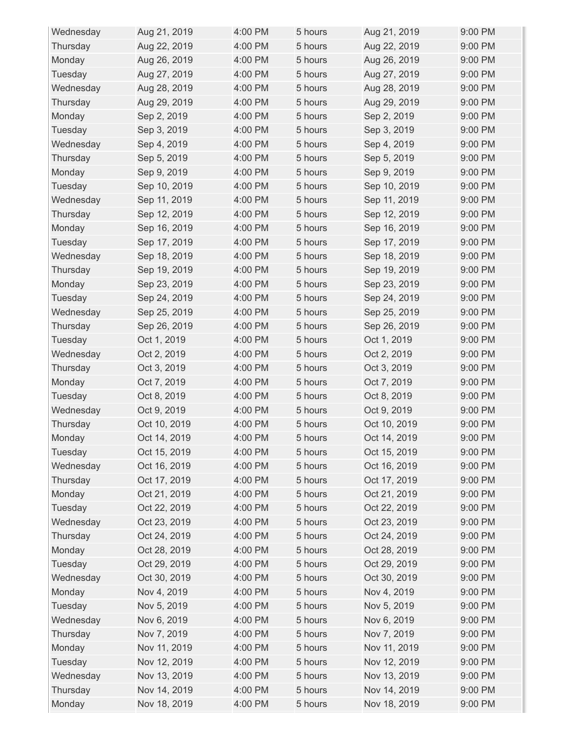| | | | | | |
|---|---|---|---|---|---|
| Wednesday | Aug 21, 2019 | 4:00 PM | 5 hours | Aug 21, 2019 | 9:00 PM |
| Thursday | Aug 22, 2019 | 4:00 PM | 5 hours | Aug 22, 2019 | 9:00 PM |
| Monday | Aug 26, 2019 | 4:00 PM | 5 hours | Aug 26, 2019 | 9:00 PM |
| Tuesday | Aug 27, 2019 | 4:00 PM | 5 hours | Aug 27, 2019 | 9:00 PM |
| Wednesday | Aug 28, 2019 | 4:00 PM | 5 hours | Aug 28, 2019 | 9:00 PM |
| Thursday | Aug 29, 2019 | 4:00 PM | 5 hours | Aug 29, 2019 | 9:00 PM |
| Monday | Sep 2, 2019 | 4:00 PM | 5 hours | Sep 2, 2019 | 9:00 PM |
| Tuesday | Sep 3, 2019 | 4:00 PM | 5 hours | Sep 3, 2019 | 9:00 PM |
| Wednesday | Sep 4, 2019 | 4:00 PM | 5 hours | Sep 4, 2019 | 9:00 PM |
| Thursday | Sep 5, 2019 | 4:00 PM | 5 hours | Sep 5, 2019 | 9:00 PM |
| Monday | Sep 9, 2019 | 4:00 PM | 5 hours | Sep 9, 2019 | 9:00 PM |
| Tuesday | Sep 10, 2019 | 4:00 PM | 5 hours | Sep 10, 2019 | 9:00 PM |
| Wednesday | Sep 11, 2019 | 4:00 PM | 5 hours | Sep 11, 2019 | 9:00 PM |
| Thursday | Sep 12, 2019 | 4:00 PM | 5 hours | Sep 12, 2019 | 9:00 PM |
| Monday | Sep 16, 2019 | 4:00 PM | 5 hours | Sep 16, 2019 | 9:00 PM |
| Tuesday | Sep 17, 2019 | 4:00 PM | 5 hours | Sep 17, 2019 | 9:00 PM |
| Wednesday | Sep 18, 2019 | 4:00 PM | 5 hours | Sep 18, 2019 | 9:00 PM |
| Thursday | Sep 19, 2019 | 4:00 PM | 5 hours | Sep 19, 2019 | 9:00 PM |
| Monday | Sep 23, 2019 | 4:00 PM | 5 hours | Sep 23, 2019 | 9:00 PM |
| Tuesday | Sep 24, 2019 | 4:00 PM | 5 hours | Sep 24, 2019 | 9:00 PM |
| Wednesday | Sep 25, 2019 | 4:00 PM | 5 hours | Sep 25, 2019 | 9:00 PM |
| Thursday | Sep 26, 2019 | 4:00 PM | 5 hours | Sep 26, 2019 | 9:00 PM |
| Tuesday | Oct 1, 2019 | 4:00 PM | 5 hours | Oct 1, 2019 | 9:00 PM |
| Wednesday | Oct 2, 2019 | 4:00 PM | 5 hours | Oct 2, 2019 | 9:00 PM |
| Thursday | Oct 3, 2019 | 4:00 PM | 5 hours | Oct 3, 2019 | 9:00 PM |
| Monday | Oct 7, 2019 | 4:00 PM | 5 hours | Oct 7, 2019 | 9:00 PM |
| Tuesday | Oct 8, 2019 | 4:00 PM | 5 hours | Oct 8, 2019 | 9:00 PM |
| Wednesday | Oct 9, 2019 | 4:00 PM | 5 hours | Oct 9, 2019 | 9:00 PM |
| Thursday | Oct 10, 2019 | 4:00 PM | 5 hours | Oct 10, 2019 | 9:00 PM |
| Monday | Oct 14, 2019 | 4:00 PM | 5 hours | Oct 14, 2019 | 9:00 PM |
| Tuesday | Oct 15, 2019 | 4:00 PM | 5 hours | Oct 15, 2019 | 9:00 PM |
| Wednesday | Oct 16, 2019 | 4:00 PM | 5 hours | Oct 16, 2019 | 9:00 PM |
| Thursday | Oct 17, 2019 | 4:00 PM | 5 hours | Oct 17, 2019 | 9:00 PM |
| Monday | Oct 21, 2019 | 4:00 PM | 5 hours | Oct 21, 2019 | 9:00 PM |
| Tuesday | Oct 22, 2019 | 4:00 PM | 5 hours | Oct 22, 2019 | 9:00 PM |
| Wednesday | Oct 23, 2019 | 4:00 PM | 5 hours | Oct 23, 2019 | 9:00 PM |
| Thursday | Oct 24, 2019 | 4:00 PM | 5 hours | Oct 24, 2019 | 9:00 PM |
| Monday | Oct 28, 2019 | 4:00 PM | 5 hours | Oct 28, 2019 | 9:00 PM |
| Tuesday | Oct 29, 2019 | 4:00 PM | 5 hours | Oct 29, 2019 | 9:00 PM |
| Wednesday | Oct 30, 2019 | 4:00 PM | 5 hours | Oct 30, 2019 | 9:00 PM |
| Monday | Nov 4, 2019 | 4:00 PM | 5 hours | Nov 4, 2019 | 9:00 PM |
| Tuesday | Nov 5, 2019 | 4:00 PM | 5 hours | Nov 5, 2019 | 9:00 PM |
| Wednesday | Nov 6, 2019 | 4:00 PM | 5 hours | Nov 6, 2019 | 9:00 PM |
| Thursday | Nov 7, 2019 | 4:00 PM | 5 hours | Nov 7, 2019 | 9:00 PM |
| Monday | Nov 11, 2019 | 4:00 PM | 5 hours | Nov 11, 2019 | 9:00 PM |
| Tuesday | Nov 12, 2019 | 4:00 PM | 5 hours | Nov 12, 2019 | 9:00 PM |
| Wednesday | Nov 13, 2019 | 4:00 PM | 5 hours | Nov 13, 2019 | 9:00 PM |
| Thursday | Nov 14, 2019 | 4:00 PM | 5 hours | Nov 14, 2019 | 9:00 PM |
| Monday | Nov 18, 2019 | 4:00 PM | 5 hours | Nov 18, 2019 | 9:00 PM |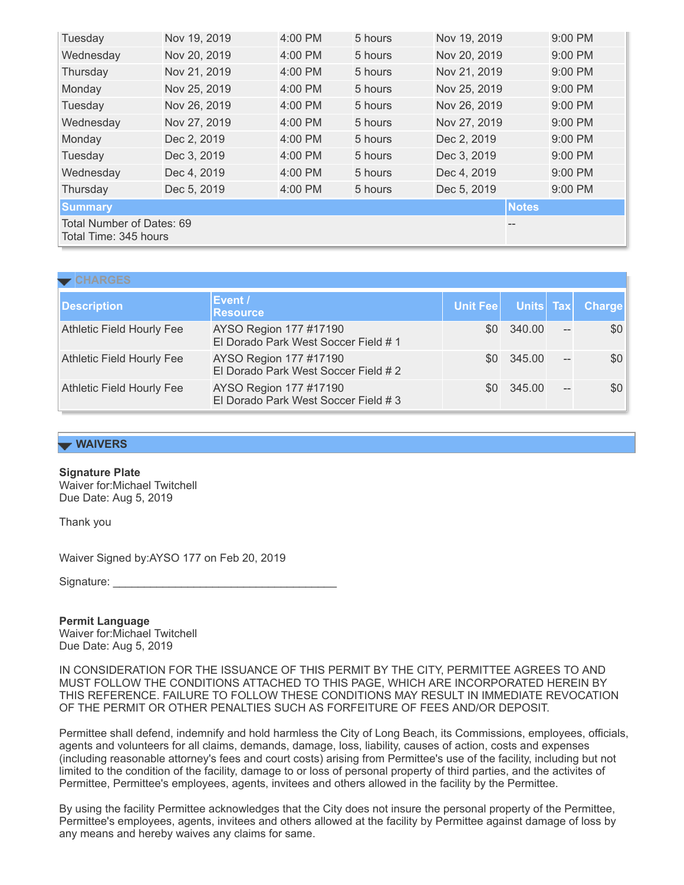| | | | | | |
|---|---|---|---|---|---|
| Tuesday | Nov 19, 2019 | 4:00 PM | 5 hours | Nov 19, 2019 | 9:00 PM |
| Wednesday | Nov 20, 2019 | 4:00 PM | 5 hours | Nov 20, 2019 | 9:00 PM |
| Thursday | Nov 21, 2019 | 4:00 PM | 5 hours | Nov 21, 2019 | 9:00 PM |
| Monday | Nov 25, 2019 | 4:00 PM | 5 hours | Nov 25, 2019 | 9:00 PM |
| Tuesday | Nov 26, 2019 | 4:00 PM | 5 hours | Nov 26, 2019 | 9:00 PM |
| Wednesday | Nov 27, 2019 | 4:00 PM | 5 hours | Nov 27, 2019 | 9:00 PM |
| Monday | Dec 2, 2019 | 4:00 PM | 5 hours | Dec 2, 2019 | 9:00 PM |
| Tuesday | Dec 3, 2019 | 4:00 PM | 5 hours | Dec 3, 2019 | 9:00 PM |
| Wednesday | Dec 4, 2019 | 4:00 PM | 5 hours | Dec 4, 2019 | 9:00 PM |
| Thursday | Dec 5, 2019 | 4:00 PM | 5 hours | Dec 5, 2019 | 9:00 PM |

| Summary | Notes |
|---|---|
| Total Number of Dates: 69<br>Total Time: 345 hours | -- |

## CHARGES

| Description | Event / Resource | Unit Fee | Units | Tax | Charge |
|---|---|---|---|---|---|
| Athletic Field Hourly Fee | AYSO Region 177 #17190<br>El Dorado Park West Soccer Field # 1 | $0 | 340.00 | -- | $0 |
| Athletic Field Hourly Fee | AYSO Region 177 #17190<br>El Dorado Park West Soccer Field # 2 | $0 | 345.00 | -- | $0 |
| Athletic Field Hourly Fee | AYSO Region 177 #17190<br>El Dorado Park West Soccer Field # 3 | $0 | 345.00 | -- | $0 |

## WAIVERS

**Signature Plate**
Waiver for:Michael Twitchell
Due Date: Aug 5, 2019

Thank you

Waiver Signed by:AYSO 177 on Feb 20, 2019

Signature: ____________________________________

**Permit Language**
Waiver for:Michael Twitchell
Due Date: Aug 5, 2019

IN CONSIDERATION FOR THE ISSUANCE OF THIS PERMIT BY THE CITY, PERMITTEE AGREES TO AND MUST FOLLOW THE CONDITIONS ATTACHED TO THIS PAGE, WHICH ARE INCORPORATED HEREIN BY THIS REFERENCE. FAILURE TO FOLLOW THESE CONDITIONS MAY RESULT IN IMMEDIATE REVOCATION OF THE PERMIT OR OTHER PENALTIES SUCH AS FORFEITURE OF FEES AND/OR DEPOSIT.

Permittee shall defend, indemnify and hold harmless the City of Long Beach, its Commissions, employees, officials, agents and volunteers for all claims, demands, damage, loss, liability, causes of action, costs and expenses (including reasonable attorney's fees and court costs) arising from Permittee's use of the facility, including but not limited to the condition of the facility, damage to or loss of personal property of third parties, and the activites of Permittee, Permittee's employees, agents, invitees and others allowed in the facility by the Permittee.

By using the facility Permittee acknowledges that the City does not insure the personal property of the Permittee, Permittee's employees, agents, invitees and others allowed at the facility by Permittee against damage of loss by any means and hereby waives any claims for same.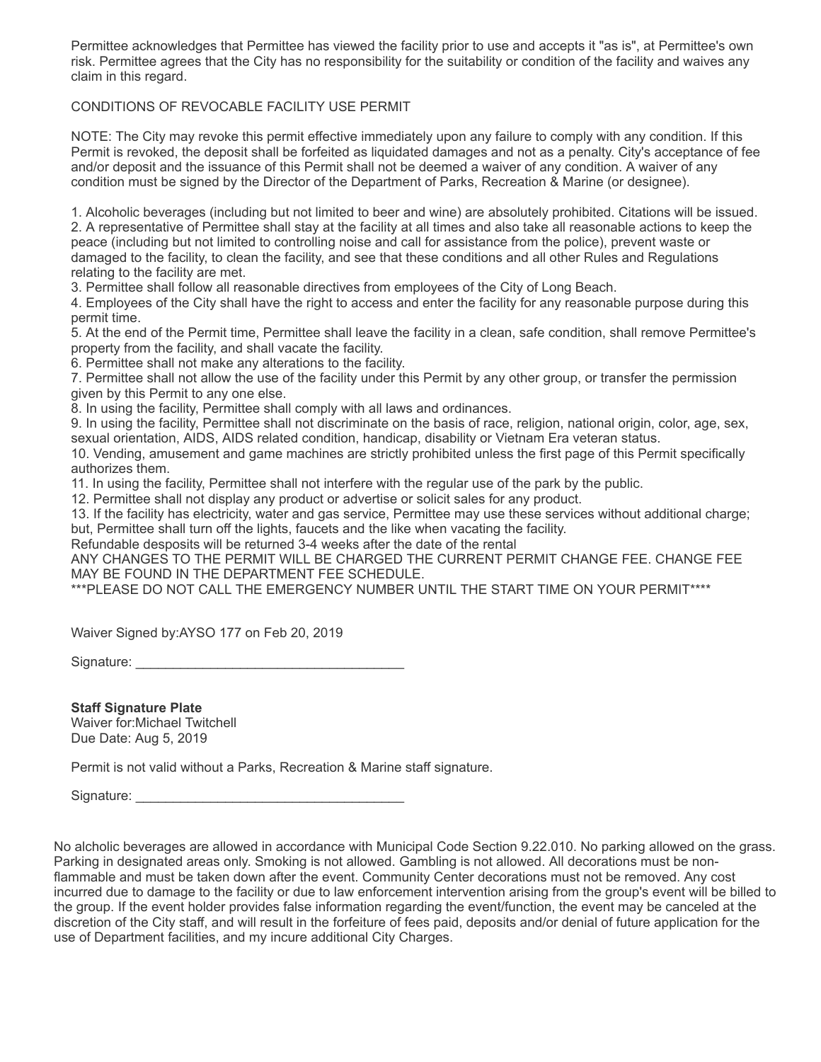Permittee acknowledges that Permittee has viewed the facility prior to use and accepts it "as is", at Permittee's own risk. Permittee agrees that the City has no responsibility for the suitability or condition of the facility and waives any claim in this regard.

CONDITIONS OF REVOCABLE FACILITY USE PERMIT

NOTE: The City may revoke this permit effective immediately upon any failure to comply with any condition. If this Permit is revoked, the deposit shall be forfeited as liquidated damages and not as a penalty. City's acceptance of fee and/or deposit and the issuance of this Permit shall not be deemed a waiver of any condition. A waiver of any condition must be signed by the Director of the Department of Parks, Recreation & Marine (or designee).

1. Alcoholic beverages (including but not limited to beer and wine) are absolutely prohibited. Citations will be issued.
2. A representative of Permittee shall stay at the facility at all times and also take all reasonable actions to keep the peace (including but not limited to controlling noise and call for assistance from the police), prevent waste or damaged to the facility, to clean the facility, and see that these conditions and all other Rules and Regulations relating to the facility are met.
3. Permittee shall follow all reasonable directives from employees of the City of Long Beach.
4. Employees of the City shall have the right to access and enter the facility for any reasonable purpose during this permit time.
5. At the end of the Permit time, Permittee shall leave the facility in a clean, safe condition, shall remove Permittee's property from the facility, and shall vacate the facility.
6. Permittee shall not make any alterations to the facility.
7. Permittee shall not allow the use of the facility under this Permit by any other group, or transfer the permission given by this Permit to any one else.
8. In using the facility, Permittee shall comply with all laws and ordinances.
9. In using the facility, Permittee shall not discriminate on the basis of race, religion, national origin, color, age, sex, sexual orientation, AIDS, AIDS related condition, handicap, disability or Vietnam Era veteran status.
10. Vending, amusement and game machines are strictly prohibited unless the first page of this Permit specifically authorizes them.
11. In using the facility, Permittee shall not interfere with the regular use of the park by the public.
12. Permittee shall not display any product or advertise or solicit sales for any product.
13. If the facility has electricity, water and gas service, Permittee may use these services without additional charge; but, Permittee shall turn off the lights, faucets and the like when vacating the facility.

Refundable desposits will be returned 3-4 weeks after the date of the rental

ANY CHANGES TO THE PERMIT WILL BE CHARGED THE CURRENT PERMIT CHANGE FEE. CHANGE FEE MAY BE FOUND IN THE DEPARTMENT FEE SCHEDULE.

***PLEASE DO NOT CALL THE EMERGENCY NUMBER UNTIL THE START TIME ON YOUR PERMIT****

Waiver Signed by:AYSO 177 on Feb 20, 2019

Signature: ____________________________________

**Staff Signature Plate**
Waiver for:Michael Twitchell
Due Date: Aug 5, 2019

Permit is not valid without a Parks, Recreation & Marine staff signature.

Signature: ____________________________________

No alcholic beverages are allowed in accordance with Municipal Code Section 9.22.010. No parking allowed on the grass. Parking in designated areas only. Smoking is not allowed. Gambling is not allowed. All decorations must be non-flammable and must be taken down after the event. Community Center decorations must not be removed. Any cost incurred due to damage to the facility or due to law enforcement intervention arising from the group's event will be billed to the group. If the event holder provides false information regarding the event/function, the event may be canceled at the discretion of the City staff, and will result in the forfeiture of fees paid, deposits and/or denial of future application for the use of Department facilities, and my incure additional City Charges.